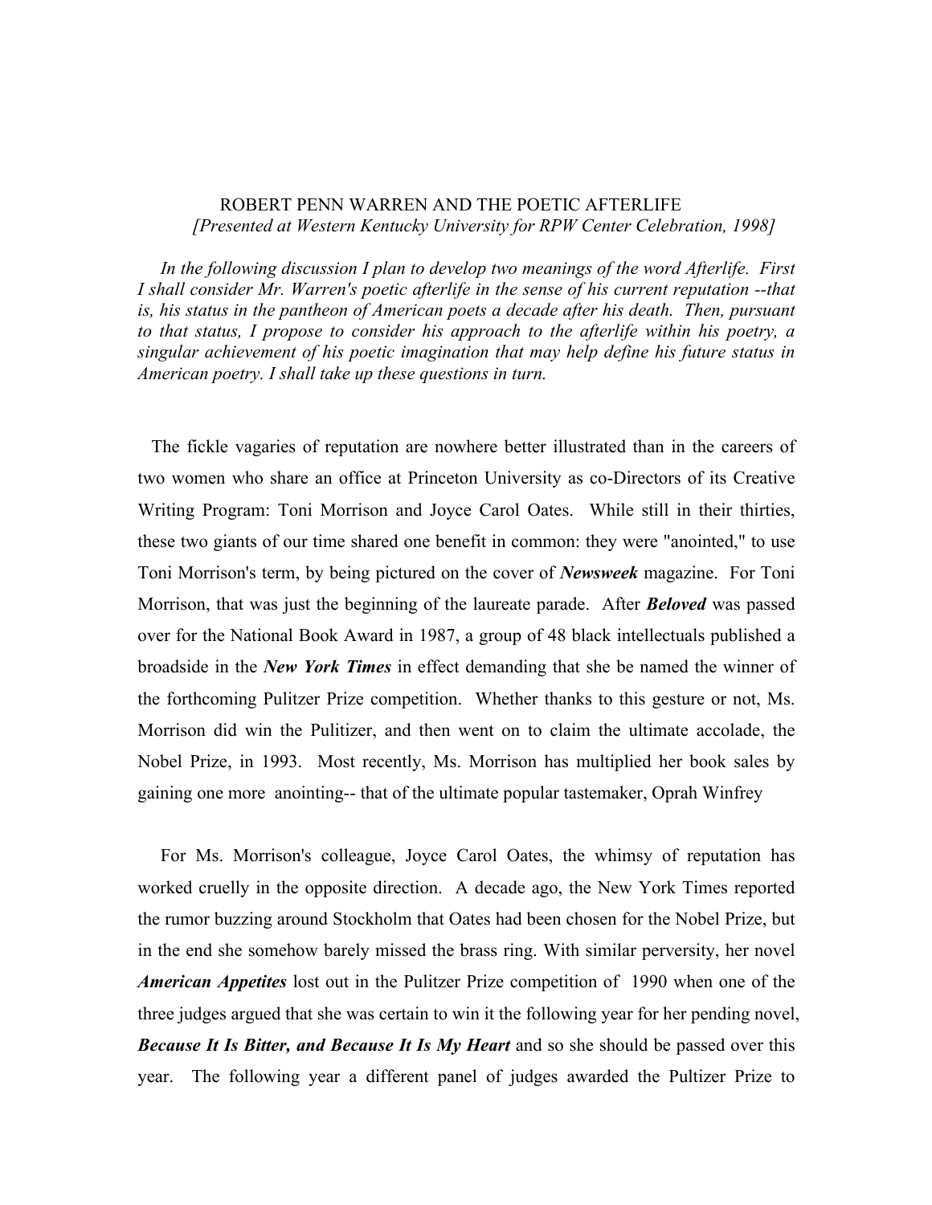# ROBERT PENN WARREN AND THE POETIC AFTERLIFE

*[Presented at Western Kentucky University for RPW Center Celebration, 1998]*

*In the following discussion I plan to develop two meanings of the word Afterlife. First I shall consider Mr. Warren's poetic afterlife in the sense of his current reputation --that is, his status in the pantheon of American poets a decade after his death. Then, pursuant to that status, I propose to consider his approach to the afterlife within his poetry, a singular achievement of his poetic imagination that may help define his future status in American poetry. I shall take up these questions in turn.*

The fickle vagaries of reputation are nowhere better illustrated than in the careers of two women who share an office at Princeton University as co-Directors of its Creative Writing Program: Toni Morrison and Joyce Carol Oates. While still in their thirties, these two giants of our time shared one benefit in common: they were "anointed," to use Toni Morrison's term, by being pictured on the cover of ***Newsweek*** magazine. For Toni Morrison, that was just the beginning of the laureate parade. After ***Beloved*** was passed over for the National Book Award in 1987, a group of 48 black intellectuals published a broadside in the ***New York Times*** in effect demanding that she be named the winner of the forthcoming Pulitzer Prize competition. Whether thanks to this gesture or not, Ms. Morrison did win the Pulitizer, and then went on to claim the ultimate accolade, the Nobel Prize, in 1993. Most recently, Ms. Morrison has multiplied her book sales by gaining one more anointing-- that of the ultimate popular tastemaker, Oprah Winfrey

For Ms. Morrison's colleague, Joyce Carol Oates, the whimsy of reputation has worked cruelly in the opposite direction. A decade ago, the New York Times reported the rumor buzzing around Stockholm that Oates had been chosen for the Nobel Prize, but in the end she somehow barely missed the brass ring. With similar perversity, her novel ***American Appetites*** lost out in the Pulitzer Prize competition of 1990 when one of the three judges argued that she was certain to win it the following year for her pending novel, ***Because It Is Bitter, and Because It Is My Heart*** and so she should be passed over this year. The following year a different panel of judges awarded the Pultizer Prize to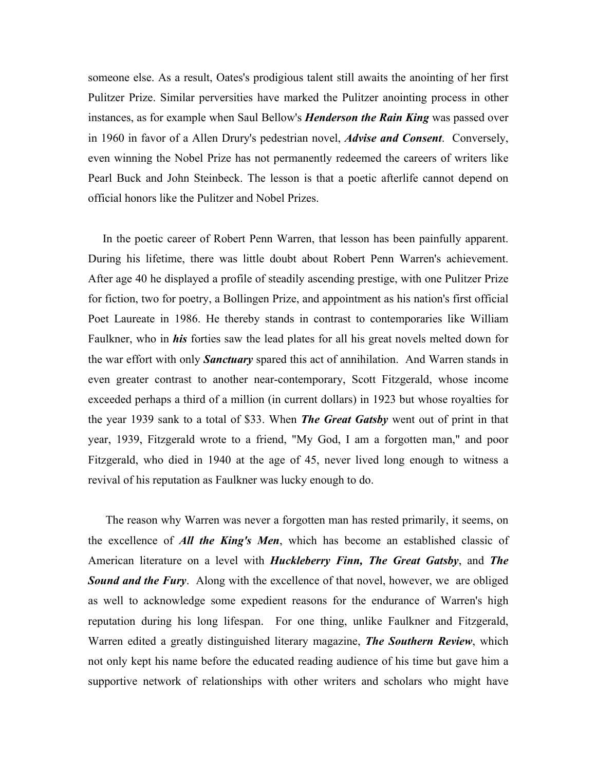someone else. As a result, Oates's prodigious talent still awaits the anointing of her first Pulitzer Prize. Similar perversities have marked the Pulitzer anointing process in other instances, as for example when Saul Bellow's ***Henderson the Rain King*** was passed over in 1960 in favor of a Allen Drury's pedestrian novel, ***Advise and Consent***. Conversely, even winning the Nobel Prize has not permanently redeemed the careers of writers like Pearl Buck and John Steinbeck. The lesson is that a poetic afterlife cannot depend on official honors like the Pulitzer and Nobel Prizes.

In the poetic career of Robert Penn Warren, that lesson has been painfully apparent. During his lifetime, there was little doubt about Robert Penn Warren's achievement. After age 40 he displayed a profile of steadily ascending prestige, with one Pulitzer Prize for fiction, two for poetry, a Bollingen Prize, and appointment as his nation's first official Poet Laureate in 1986. He thereby stands in contrast to contemporaries like William Faulkner, who in ***his*** forties saw the lead plates for all his great novels melted down for the war effort with only ***Sanctuary*** spared this act of annihilation. And Warren stands in even greater contrast to another near-contemporary, Scott Fitzgerald, whose income exceeded perhaps a third of a million (in current dollars) in 1923 but whose royalties for the year 1939 sank to a total of $33. When ***The Great Gatsby*** went out of print in that year, 1939, Fitzgerald wrote to a friend, "My God, I am a forgotten man," and poor Fitzgerald, who died in 1940 at the age of 45, never lived long enough to witness a revival of his reputation as Faulkner was lucky enough to do.

The reason why Warren was never a forgotten man has rested primarily, it seems, on the excellence of ***All the King's Men***, which has become an established classic of American literature on a level with ***Huckleberry Finn, The Great Gatsby***, and ***The Sound and the Fury***. Along with the excellence of that novel, however, we are obliged as well to acknowledge some expedient reasons for the endurance of Warren's high reputation during his long lifespan. For one thing, unlike Faulkner and Fitzgerald, Warren edited a greatly distinguished literary magazine, ***The Southern Review***, which not only kept his name before the educated reading audience of his time but gave him a supportive network of relationships with other writers and scholars who might have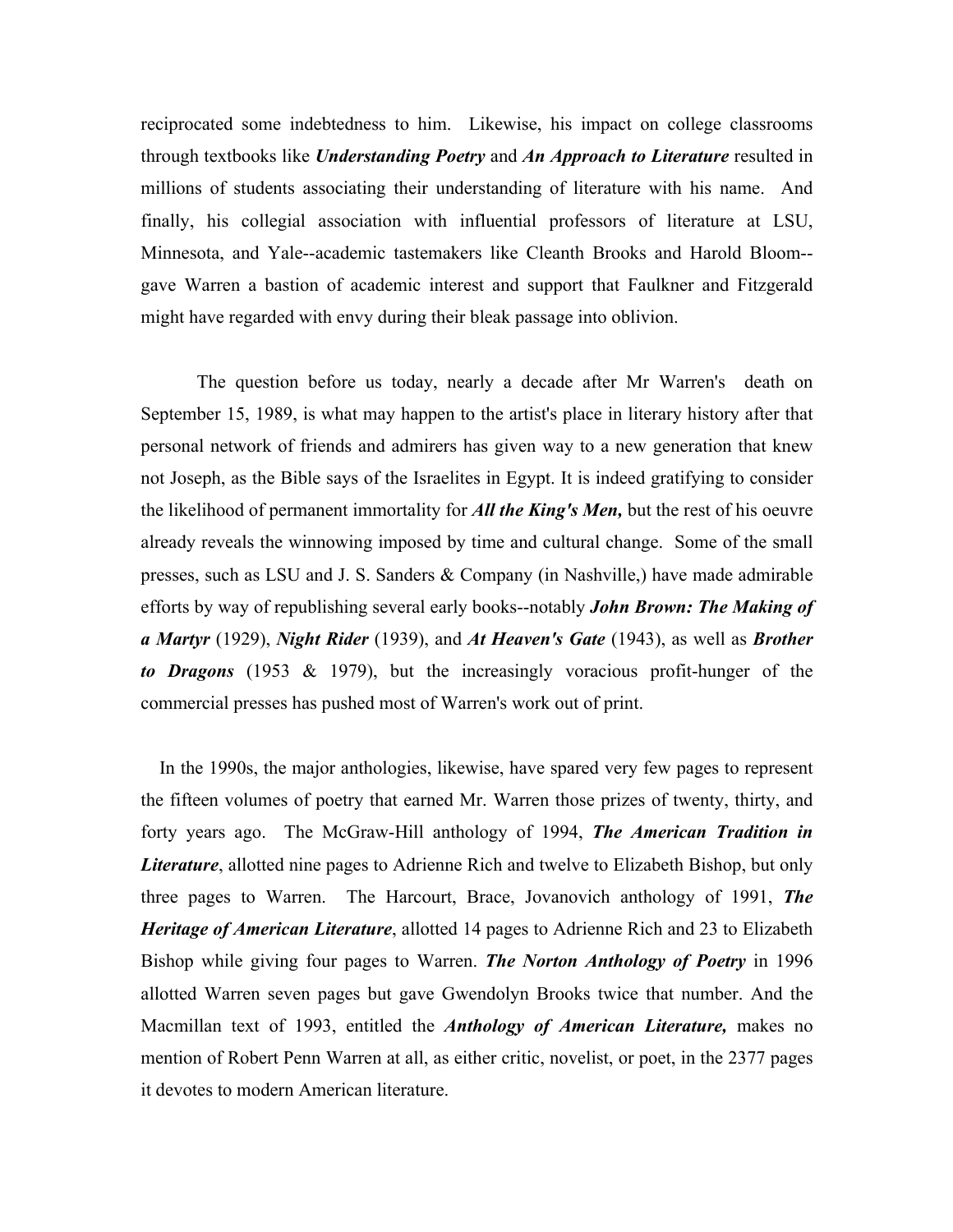reciprocated some indebtedness to him. Likewise, his impact on college classrooms through textbooks like ***Understanding Poetry*** and ***An Approach to Literature*** resulted in millions of students associating their understanding of literature with his name. And finally, his collegial association with influential professors of literature at LSU, Minnesota, and Yale--academic tastemakers like Cleanth Brooks and Harold Bloom--gave Warren a bastion of academic interest and support that Faulkner and Fitzgerald might have regarded with envy during their bleak passage into oblivion.

The question before us today, nearly a decade after Mr Warren's death on September 15, 1989, is what may happen to the artist's place in literary history after that personal network of friends and admirers has given way to a new generation that knew not Joseph, as the Bible says of the Israelites in Egypt. It is indeed gratifying to consider the likelihood of permanent immortality for ***All the King's Men,*** but the rest of his oeuvre already reveals the winnowing imposed by time and cultural change. Some of the small presses, such as LSU and J. S. Sanders & Company (in Nashville,) have made admirable efforts by way of republishing several early books--notably ***John Brown: The Making of a Martyr*** (1929), ***Night Rider*** (1939), and ***At Heaven's Gate*** (1943), as well as ***Brother to Dragons*** (1953 & 1979), but the increasingly voracious profit-hunger of the commercial presses has pushed most of Warren's work out of print.

In the 1990s, the major anthologies, likewise, have spared very few pages to represent the fifteen volumes of poetry that earned Mr. Warren those prizes of twenty, thirty, and forty years ago. The McGraw-Hill anthology of 1994, ***The American Tradition in Literature***, allotted nine pages to Adrienne Rich and twelve to Elizabeth Bishop, but only three pages to Warren. The Harcourt, Brace, Jovanovich anthology of 1991, ***The Heritage of American Literature***, allotted 14 pages to Adrienne Rich and 23 to Elizabeth Bishop while giving four pages to Warren. ***The Norton Anthology of Poetry*** in 1996 allotted Warren seven pages but gave Gwendolyn Brooks twice that number. And the Macmillan text of 1993, entitled the ***Anthology of American Literature,*** makes no mention of Robert Penn Warren at all, as either critic, novelist, or poet, in the 2377 pages it devotes to modern American literature.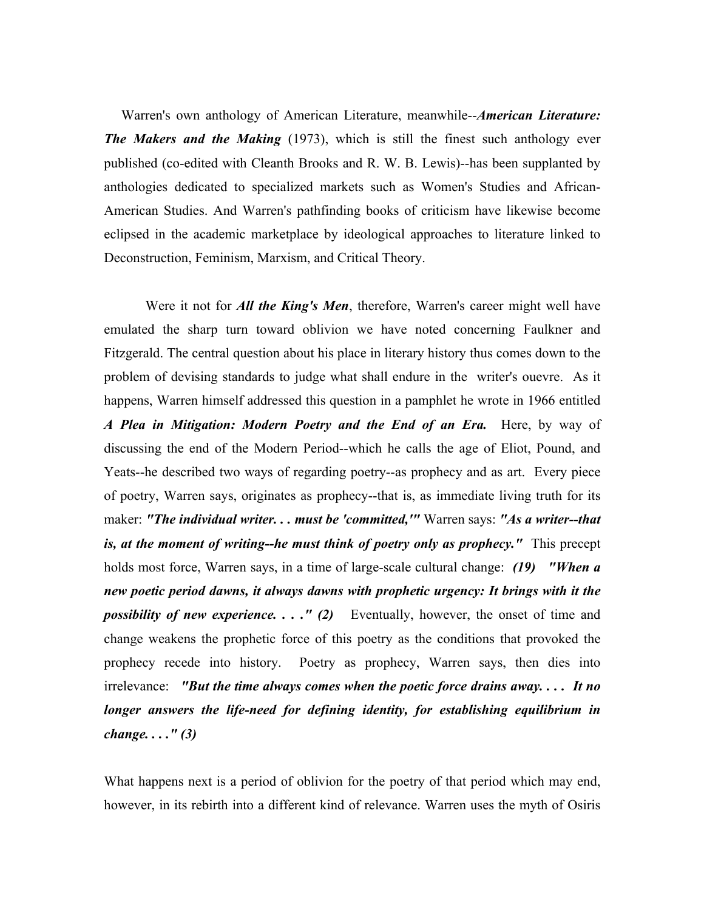Warren's own anthology of American Literature, meanwhile--***American Literature: The Makers and the Making*** (1973), which is still the finest such anthology ever published (co-edited with Cleanth Brooks and R. W. B. Lewis)--has been supplanted by anthologies dedicated to specialized markets such as Women's Studies and African-American Studies. And Warren's pathfinding books of criticism have likewise become eclipsed in the academic marketplace by ideological approaches to literature linked to Deconstruction, Feminism, Marxism, and Critical Theory.

Were it not for ***All the King's Men***, therefore, Warren's career might well have emulated the sharp turn toward oblivion we have noted concerning Faulkner and Fitzgerald. The central question about his place in literary history thus comes down to the problem of devising standards to judge what shall endure in the writer's ouevre. As it happens, Warren himself addressed this question in a pamphlet he wrote in 1966 entitled ***A Plea in Mitigation: Modern Poetry and the End of an Era.*** Here, by way of discussing the end of the Modern Period--which he calls the age of Eliot, Pound, and Yeats--he described two ways of regarding poetry--as prophecy and as art. Every piece of poetry, Warren says, originates as prophecy--that is, as immediate living truth for its maker: ***"The individual writer. . . must be 'committed,'"*** Warren says: ***"As a writer--that is, at the moment of writing--he must think of poetry only as prophecy."*** This precept holds most force, Warren says, in a time of large-scale cultural change: ***(19) "When a new poetic period dawns, it always dawns with prophetic urgency: It brings with it the possibility of new experience. . . ." (2)*** Eventually, however, the onset of time and change weakens the prophetic force of this poetry as the conditions that provoked the prophecy recede into history. Poetry as prophecy, Warren says, then dies into irrelevance: ***"But the time always comes when the poetic force drains away. . . . It no longer answers the life-need for defining identity, for establishing equilibrium in change. . . ." (3)***

What happens next is a period of oblivion for the poetry of that period which may end, however, in its rebirth into a different kind of relevance. Warren uses the myth of Osiris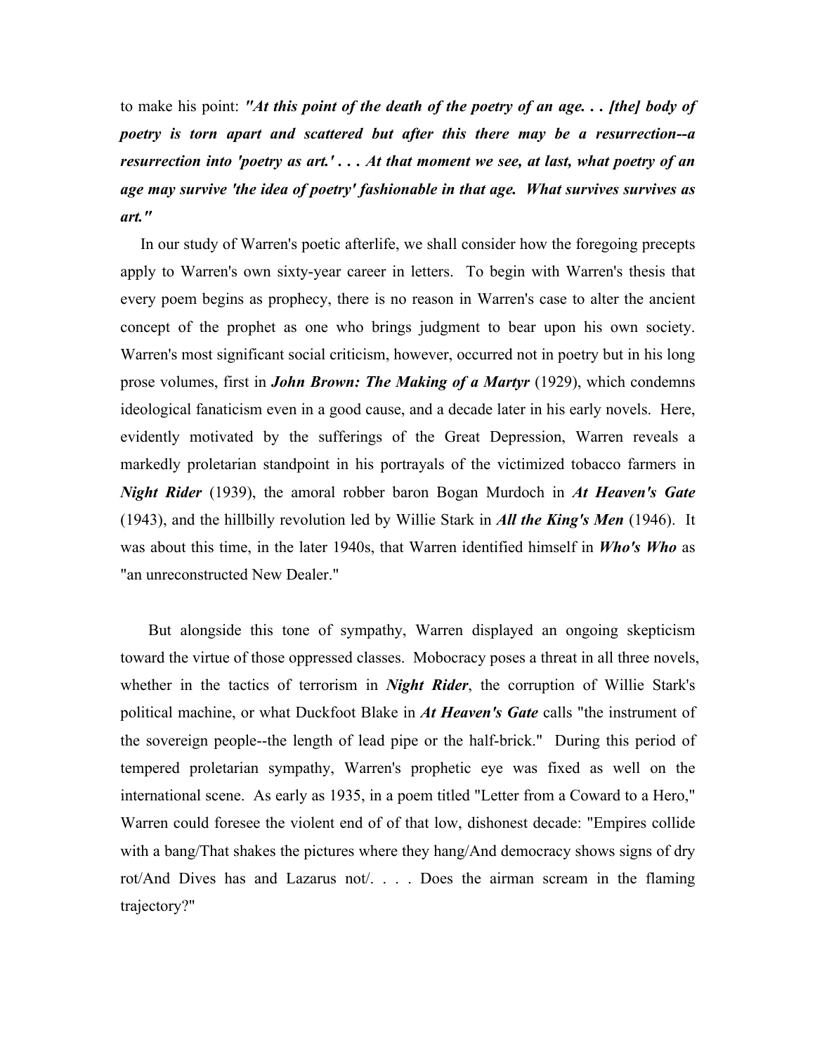to make his point: ***"At this point of the death of the poetry of an age. . . [the] body of poetry is torn apart and scattered but after this there may be a resurrection--a resurrection into 'poetry as art.' . . . At that moment we see, at last, what poetry of an age may survive 'the idea of poetry' fashionable in that age. What survives survives as art."***

In our study of Warren's poetic afterlife, we shall consider how the foregoing precepts apply to Warren's own sixty-year career in letters. To begin with Warren's thesis that every poem begins as prophecy, there is no reason in Warren's case to alter the ancient concept of the prophet as one who brings judgment to bear upon his own society. Warren's most significant social criticism, however, occurred not in poetry but in his long prose volumes, first in ***John Brown: The Making of a Martyr*** (1929), which condemns ideological fanaticism even in a good cause, and a decade later in his early novels. Here, evidently motivated by the sufferings of the Great Depression, Warren reveals a markedly proletarian standpoint in his portrayals of the victimized tobacco farmers in ***Night Rider*** (1939), the amoral robber baron Bogan Murdoch in ***At Heaven's Gate*** (1943), and the hillbilly revolution led by Willie Stark in ***All the King's Men*** (1946). It was about this time, in the later 1940s, that Warren identified himself in ***Who's Who*** as "an unreconstructed New Dealer."

But alongside this tone of sympathy, Warren displayed an ongoing skepticism toward the virtue of those oppressed classes. Mobocracy poses a threat in all three novels, whether in the tactics of terrorism in ***Night Rider***, the corruption of Willie Stark's political machine, or what Duckfoot Blake in ***At Heaven's Gate*** calls "the instrument of the sovereign people--the length of lead pipe or the half-brick." During this period of tempered proletarian sympathy, Warren's prophetic eye was fixed as well on the international scene. As early as 1935, in a poem titled "Letter from a Coward to a Hero," Warren could foresee the violent end of of that low, dishonest decade: "Empires collide with a bang/That shakes the pictures where they hang/And democracy shows signs of dry rot/And Dives has and Lazarus not/. . . . Does the airman scream in the flaming trajectory?"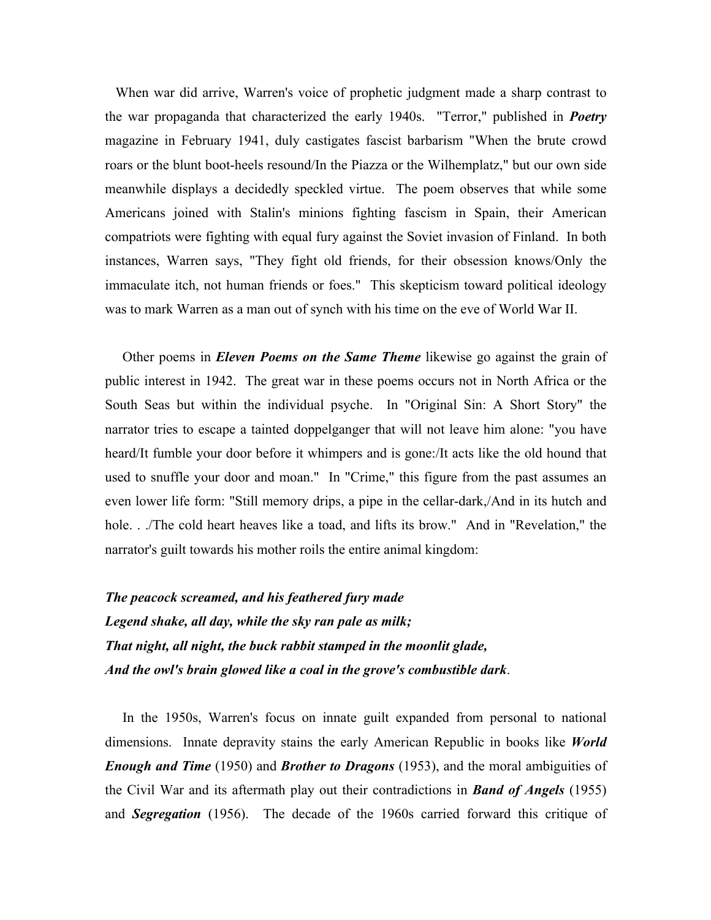When war did arrive, Warren's voice of prophetic judgment made a sharp contrast to the war propaganda that characterized the early 1940s. "Terror," published in ***Poetry*** magazine in February 1941, duly castigates fascist barbarism "When the brute crowd roars or the blunt boot-heels resound/In the Piazza or the Wilhemplatz," but our own side meanwhile displays a decidedly speckled virtue. The poem observes that while some Americans joined with Stalin's minions fighting fascism in Spain, their American compatriots were fighting with equal fury against the Soviet invasion of Finland. In both instances, Warren says, "They fight old friends, for their obsession knows/Only the immaculate itch, not human friends or foes." This skepticism toward political ideology was to mark Warren as a man out of synch with his time on the eve of World War II.

Other poems in ***Eleven Poems on the Same Theme*** likewise go against the grain of public interest in 1942. The great war in these poems occurs not in North Africa or the South Seas but within the individual psyche. In "Original Sin: A Short Story" the narrator tries to escape a tainted doppelganger that will not leave him alone: "you have heard/It fumble your door before it whimpers and is gone:/It acts like the old hound that used to snuffle your door and moan." In "Crime," this figure from the past assumes an even lower life form: "Still memory drips, a pipe in the cellar-dark,/And in its hutch and hole. . ./The cold heart heaves like a toad, and lifts its brow." And in "Revelation," the narrator's guilt towards his mother roils the entire animal kingdom:

***The peacock screamed, and his feathered fury made***
***Legend shake, all day, while the sky ran pale as milk;***
***That night, all night, the buck rabbit stamped in the moonlit glade,***
***And the owl's brain glowed like a coal in the grove's combustible dark***.

In the 1950s, Warren's focus on innate guilt expanded from personal to national dimensions. Innate depravity stains the early American Republic in books like ***World Enough and Time*** (1950) and ***Brother to Dragons*** (1953), and the moral ambiguities of the Civil War and its aftermath play out their contradictions in ***Band of Angels*** (1955) and ***Segregation*** (1956). The decade of the 1960s carried forward this critique of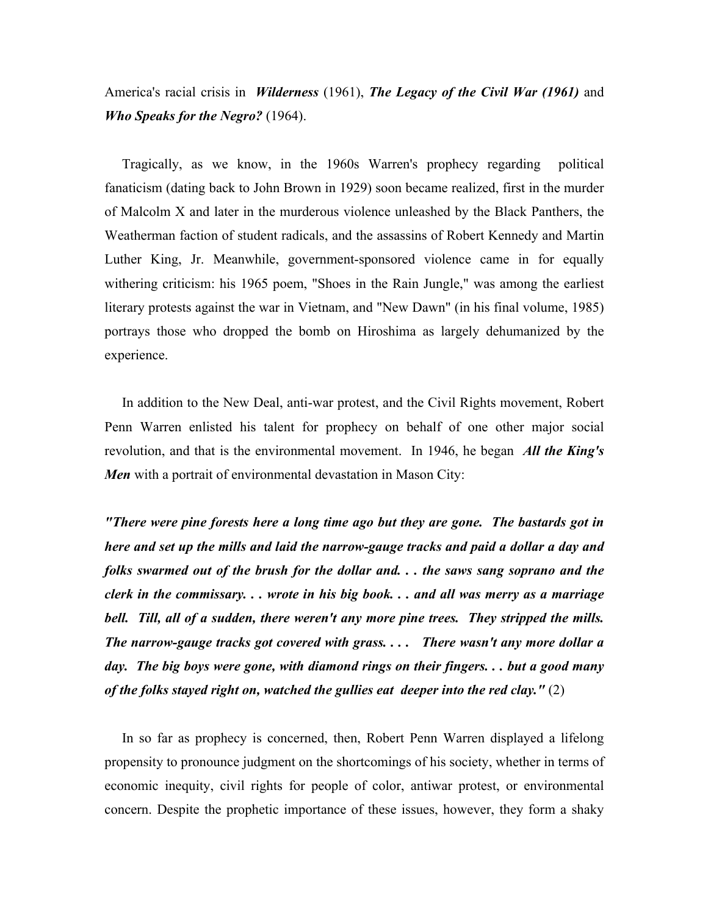America's racial crisis in ***Wilderness*** (1961), ***The Legacy of the Civil War (1961)*** and ***Who Speaks for the Negro?*** (1964).

Tragically, as we know, in the 1960s Warren's prophecy regarding political fanaticism (dating back to John Brown in 1929) soon became realized, first in the murder of Malcolm X and later in the murderous violence unleashed by the Black Panthers, the Weatherman faction of student radicals, and the assassins of Robert Kennedy and Martin Luther King, Jr. Meanwhile, government-sponsored violence came in for equally withering criticism: his 1965 poem, "Shoes in the Rain Jungle," was among the earliest literary protests against the war in Vietnam, and "New Dawn" (in his final volume, 1985) portrays those who dropped the bomb on Hiroshima as largely dehumanized by the experience.

In addition to the New Deal, anti-war protest, and the Civil Rights movement, Robert Penn Warren enlisted his talent for prophecy on behalf of one other major social revolution, and that is the environmental movement. In 1946, he began ***All the King's Men*** with a portrait of environmental devastation in Mason City:

***"There were pine forests here a long time ago but they are gone. The bastards got in here and set up the mills and laid the narrow-gauge tracks and paid a dollar a day and folks swarmed out of the brush for the dollar and. . . the saws sang soprano and the clerk in the commissary. . . wrote in his big book. . . and all was merry as a marriage bell. Till, all of a sudden, there weren't any more pine trees. They stripped the mills. The narrow-gauge tracks got covered with grass. . . . There wasn't any more dollar a day. The big boys were gone, with diamond rings on their fingers. . . but a good many of the folks stayed right on, watched the gullies eat deeper into the red clay."*** (2)

In so far as prophecy is concerned, then, Robert Penn Warren displayed a lifelong propensity to pronounce judgment on the shortcomings of his society, whether in terms of economic inequity, civil rights for people of color, antiwar protest, or environmental concern. Despite the prophetic importance of these issues, however, they form a shaky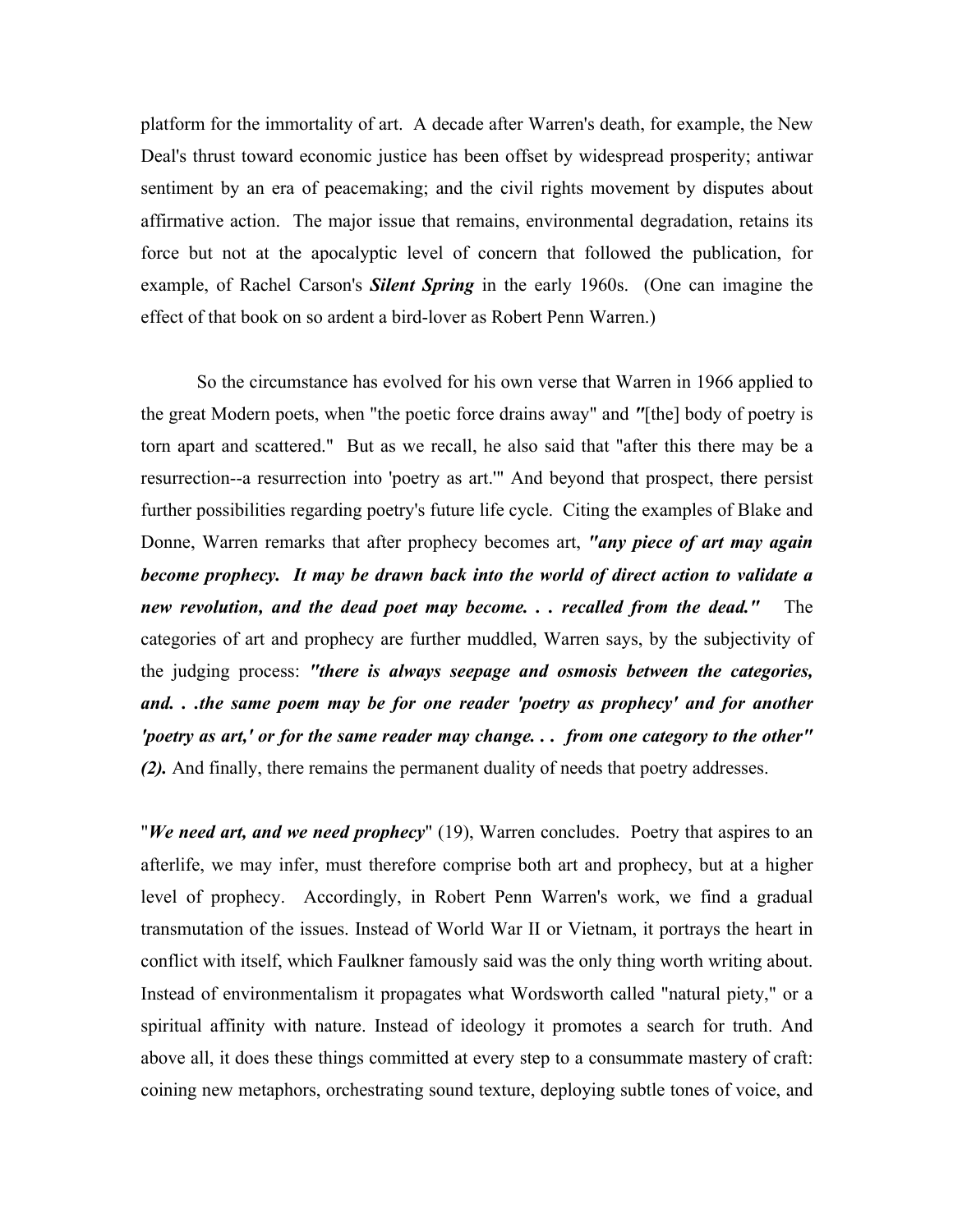platform for the immortality of art. A decade after Warren's death, for example, the New Deal's thrust toward economic justice has been offset by widespread prosperity; antiwar sentiment by an era of peacemaking; and the civil rights movement by disputes about affirmative action. The major issue that remains, environmental degradation, retains its force but not at the apocalyptic level of concern that followed the publication, for example, of Rachel Carson's ***Silent Spring*** in the early 1960s. (One can imagine the effect of that book on so ardent a bird-lover as Robert Penn Warren.)

So the circumstance has evolved for his own verse that Warren in 1966 applied to the great Modern poets, when "the poetic force drains away" and "[the] body of poetry is torn apart and scattered." But as we recall, he also said that "after this there may be a resurrection--a resurrection into 'poetry as art.'" And beyond that prospect, there persist further possibilities regarding poetry's future life cycle. Citing the examples of Blake and Donne, Warren remarks that after prophecy becomes art, ***"any piece of art may again become prophecy. It may be drawn back into the world of direct action to validate a new revolution, and the dead poet may become. . . recalled from the dead."*** The categories of art and prophecy are further muddled, Warren says, by the subjectivity of the judging process: ***"there is always seepage and osmosis between the categories, and. . .the same poem may be for one reader 'poetry as prophecy' and for another 'poetry as art,' or for the same reader may change. . . from one category to the other" (2).*** And finally, there remains the permanent duality of needs that poetry addresses.

"***We need art, and we need prophecy***" (19), Warren concludes. Poetry that aspires to an afterlife, we may infer, must therefore comprise both art and prophecy, but at a higher level of prophecy. Accordingly, in Robert Penn Warren's work, we find a gradual transmutation of the issues. Instead of World War II or Vietnam, it portrays the heart in conflict with itself, which Faulkner famously said was the only thing worth writing about. Instead of environmentalism it propagates what Wordsworth called "natural piety," or a spiritual affinity with nature. Instead of ideology it promotes a search for truth. And above all, it does these things committed at every step to a consummate mastery of craft: coining new metaphors, orchestrating sound texture, deploying subtle tones of voice, and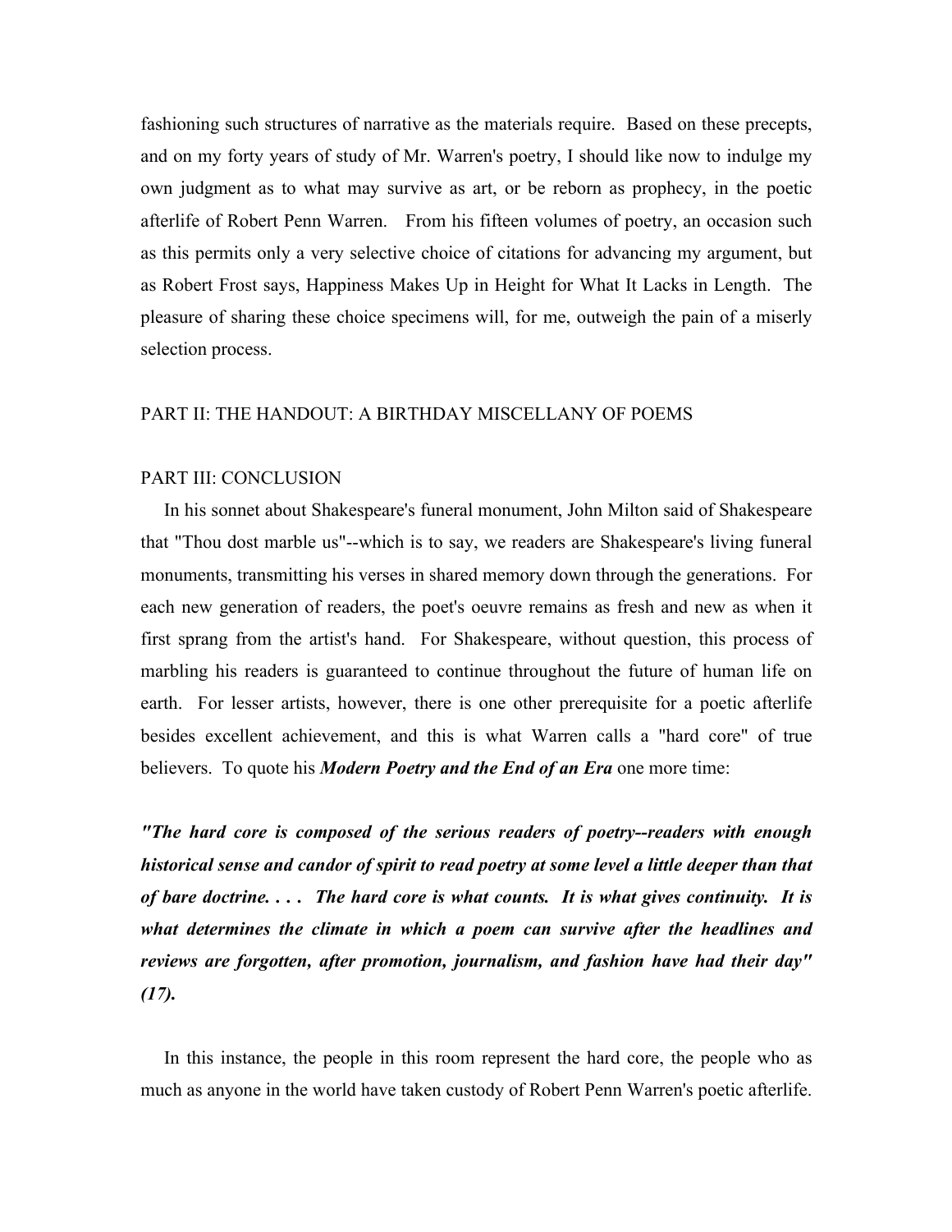fashioning such structures of narrative as the materials require. Based on these precepts, and on my forty years of study of Mr. Warren's poetry, I should like now to indulge my own judgment as to what may survive as art, or be reborn as prophecy, in the poetic afterlife of Robert Penn Warren. From his fifteen volumes of poetry, an occasion such as this permits only a very selective choice of citations for advancing my argument, but as Robert Frost says, Happiness Makes Up in Height for What It Lacks in Length. The pleasure of sharing these choice specimens will, for me, outweigh the pain of a miserly selection process.

## PART II: THE HANDOUT: A BIRTHDAY MISCELLANY OF POEMS

## PART III: CONCLUSION

In his sonnet about Shakespeare's funeral monument, John Milton said of Shakespeare that "Thou dost marble us"--which is to say, we readers are Shakespeare's living funeral monuments, transmitting his verses in shared memory down through the generations. For each new generation of readers, the poet's oeuvre remains as fresh and new as when it first sprang from the artist's hand. For Shakespeare, without question, this process of marbling his readers is guaranteed to continue throughout the future of human life on earth. For lesser artists, however, there is one other prerequisite for a poetic afterlife besides excellent achievement, and this is what Warren calls a "hard core" of true believers. To quote his ***Modern Poetry and the End of an Era*** one more time:

***"The hard core is composed of the serious readers of poetry--readers with enough historical sense and candor of spirit to read poetry at some level a little deeper than that of bare doctrine. . . . The hard core is what counts. It is what gives continuity. It is what determines the climate in which a poem can survive after the headlines and reviews are forgotten, after promotion, journalism, and fashion have had their day" (17).***

In this instance, the people in this room represent the hard core, the people who as much as anyone in the world have taken custody of Robert Penn Warren's poetic afterlife.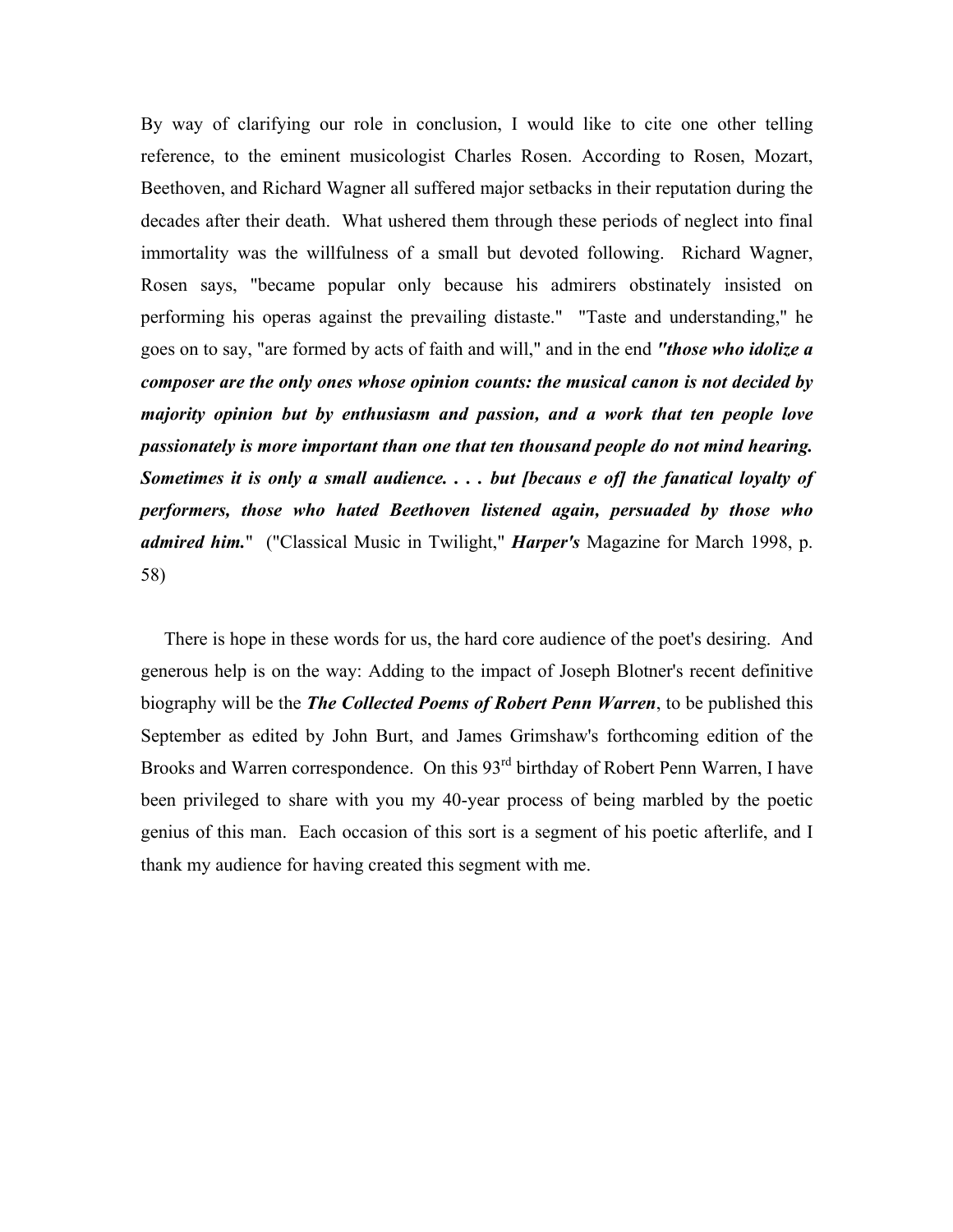By way of clarifying our role in conclusion, I would like to cite one other telling reference, to the eminent musicologist Charles Rosen. According to Rosen, Mozart, Beethoven, and Richard Wagner all suffered major setbacks in their reputation during the decades after their death. What ushered them through these periods of neglect into final immortality was the willfulness of a small but devoted following. Richard Wagner, Rosen says, "became popular only because his admirers obstinately insisted on performing his operas against the prevailing distaste." "Taste and understanding," he goes on to say, "are formed by acts of faith and will," and in the end ***"those who idolize a composer are the only ones whose opinion counts: the musical canon is not decided by majority opinion but by enthusiasm and passion, and a work that ten people love passionately is more important than one that ten thousand people do not mind hearing. Sometimes it is only a small audience. . . . but [becaus e of] the fanatical loyalty of performers, those who hated Beethoven listened again, persuaded by those who admired him.***" ("Classical Music in Twilight," ***Harper's*** Magazine for March 1998, p. 58)

There is hope in these words for us, the hard core audience of the poet's desiring. And generous help is on the way: Adding to the impact of Joseph Blotner's recent definitive biography will be the ***The Collected Poems of Robert Penn Warren***, to be published this September as edited by John Burt, and James Grimshaw's forthcoming edition of the Brooks and Warren correspondence. On this 93rd birthday of Robert Penn Warren, I have been privileged to share with you my 40-year process of being marbled by the poetic genius of this man. Each occasion of this sort is a segment of his poetic afterlife, and I thank my audience for having created this segment with me.